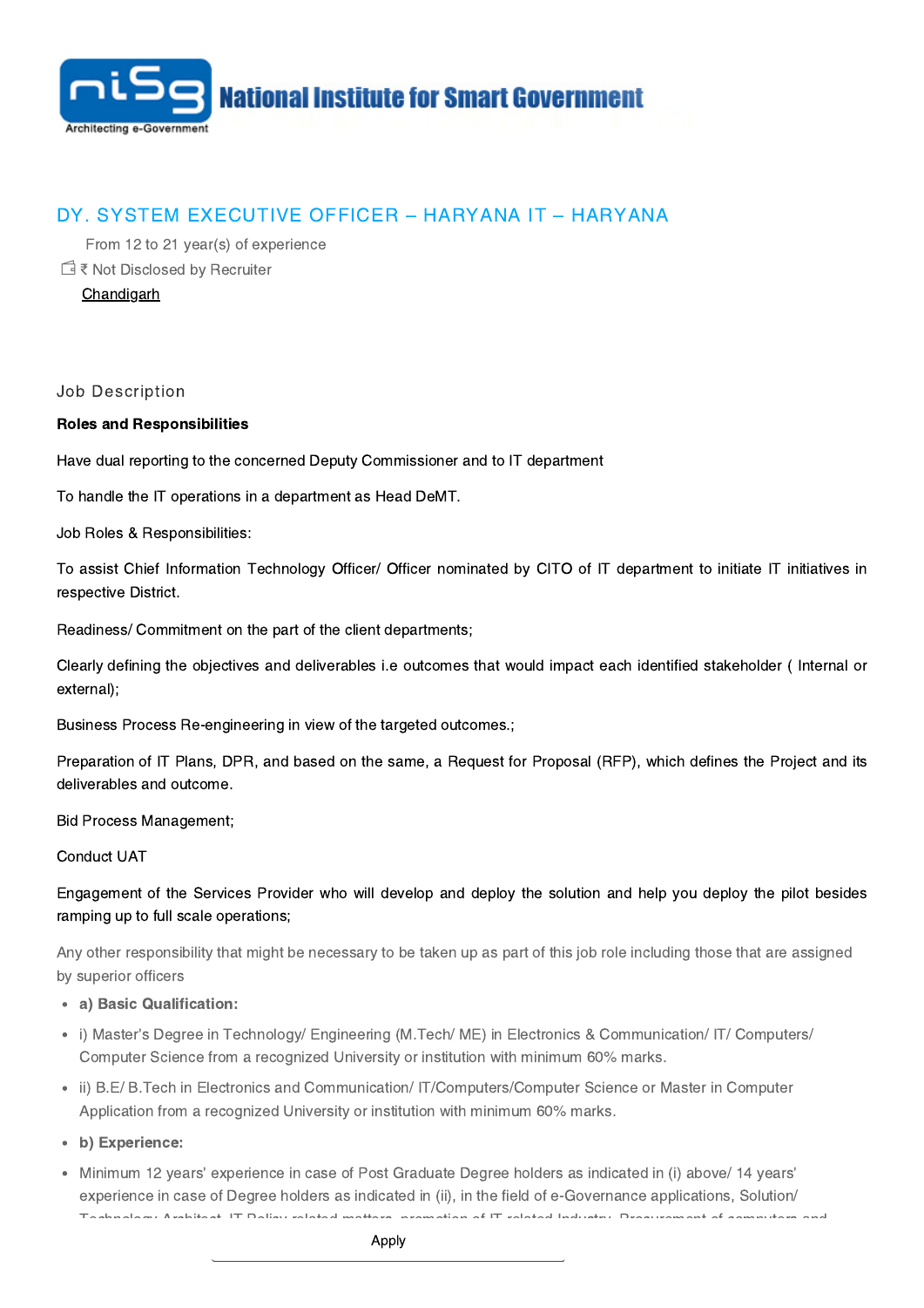National Institute for Smart Government

Architecting e-Government

# DY. SYSTEM EXECUTIVE OFFICER – HARYANA IT – HARYANA

From 12 to 21 year(s) of experience

₹ Not Disclosed by Recruiter

Chandigarh

## Job Description

**Roles and Responsibilities**

Have dual reporting to the concerned Deputy Commissioner and to IT department

To handle the IT operations in a department as Head DeMT.

Job Roles & Responsibilities:

To assist Chief Information Technology Officer/ Officer nominated by CITO of IT department to initiate IT initiatives in respective District.

Readiness/ Commitment on the part of the client departments;

Clearly defining the objectives and deliverables i.e outcomes that would impact each identified stakeholder ( Internal or external);

Business Process Re-engineering in view of the targeted outcomes.;

Preparation of IT Plans, DPR, and based on the same, a Request for Proposal (RFP), which defines the Project and its deliverables and outcome.

Bid Process Management;

Conduct UAT

Engagement of the Services Provider who will develop and deploy the solution and help you deploy the pilot besides ramping up to full scale operations;

Any other responsibility that might be necessary to be taken up as part of this job role including those that are assigned by superior officers

- **a) Basic Qualification:**
- i) Master's Degree in Technology/ Engineering (M.Tech/ ME) in Electronics & Communication/ IT/ Computers/ Computer Science from a recognized University or institution with minimum 60% marks.
- ii) B.E/ B.Tech in Electronics and Communication/ IT/Computers/Computer Science or Master in Computer Application from a recognized University or institution with minimum 60% marks.
- **b) Experience:**
- Minimum 12 years' experience in case of Post Graduate Degree holders as indicated in (i) above/ 14 years' experience in case of Degree holders as indicated in (ii), in the field of e-Governance applications, Solution/ Technology Architect, IT Policy related matters, promotion of IT related Industry, Procurement of computers and

Apply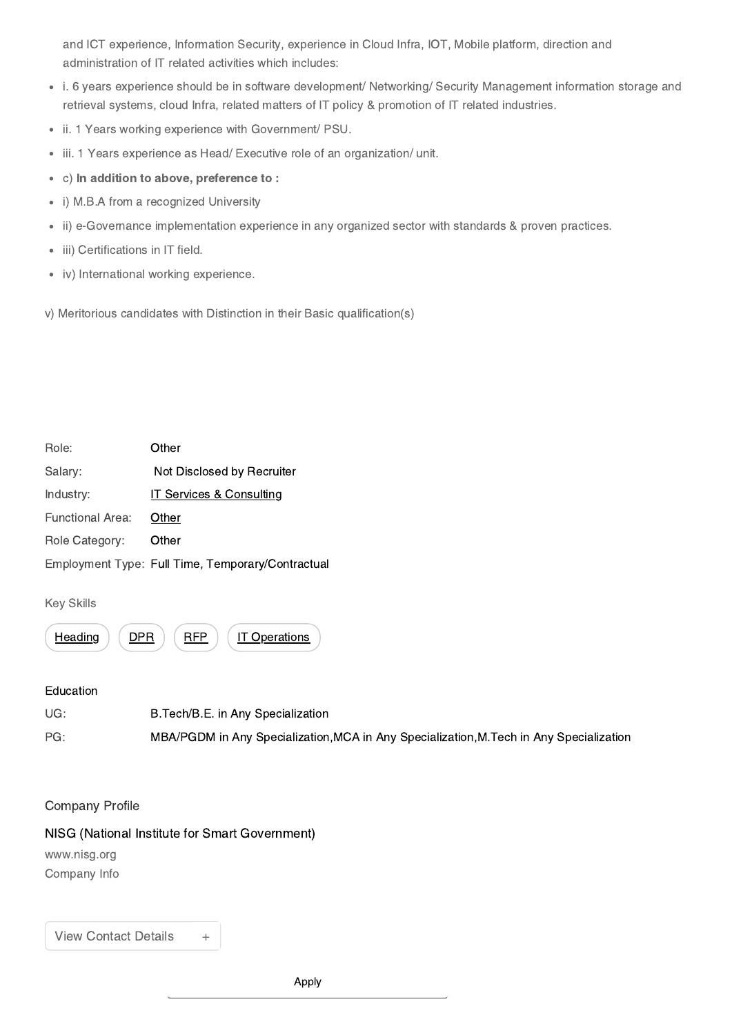and ICT experience, Information Security, experience in Cloud Infra, IOT, Mobile platform, direction and administration of IT related activities which includes:

- i. 6 years experience should be in software development/ Networking/ Security Management information storage and retrieval systems, cloud Infra, related matters of IT policy & promotion of IT related industries.
- ii. 1 Years working experience with Government/ PSU.
- iii. 1 Years experience as Head/ Executive role of an organization/ unit.
- c) **In addition to above, preference to :**
- i) M.B.A from a recognized University
- ii) e-Governance implementation experience in any organized sector with standards & proven practices.
- iii) Certifications in IT field.
- iv) International working experience.

v) Meritorious candidates with Distinction in their Basic qualification(s)

| | |
|---|---|
| Role: | Other |
| Salary: | Not Disclosed by Recruiter |
| Industry: | IT Services & Consulting |
| Functional Area: | Other |
| Role Category: | Other |
| Employment Type: | Full Time, Temporary/Contractual |

Key Skills

Heading | DPR | RFP | IT Operations

Education

| | |
|---|---|
| UG: | B.Tech/B.E. in Any Specialization |
| PG: | MBA/PGDM in Any Specialization,MCA in Any Specialization,M.Tech in Any Specialization |

Company Profile

NISG (National Institute for Smart Government)

www.nisg.org

Company Info

View Contact Details +

Apply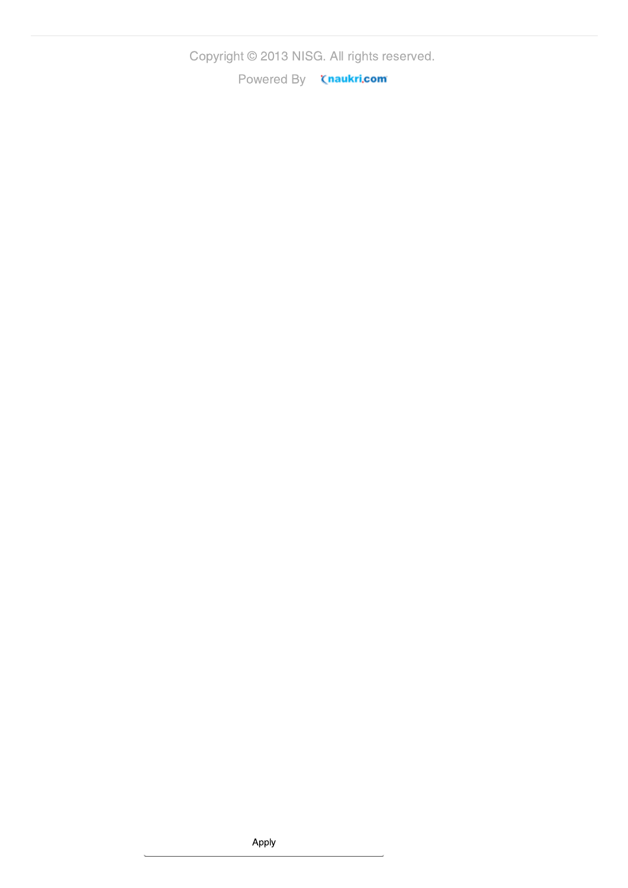Copyright © 2013 NISG. All rights reserved.

Powered By naukri.com

Apply